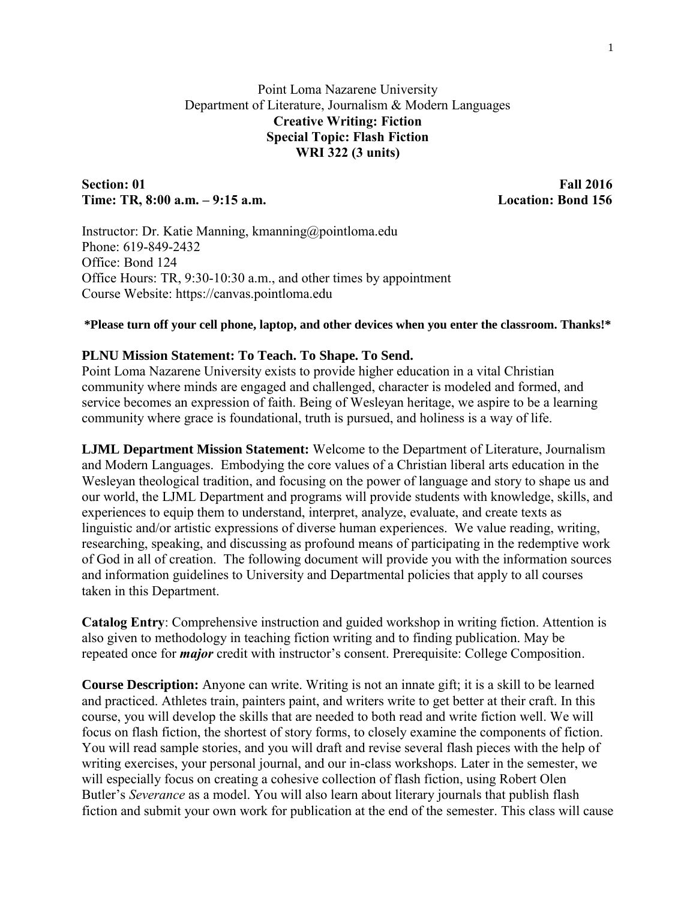# Point Loma Nazarene University
## Department of Literature, Journalism & Modern Languages
## **Creative Writing: Fiction**
## **Special Topic: Flash Fiction**
## **WRI 322 (3 units)**

**Section: 01** **Fall 2016**
**Time: TR, 8:00 a.m. – 9:15 a.m.** **Location: Bond 156**

Instructor: Dr. Katie Manning, kmanning@pointloma.edu
Phone: 619-849-2432
Office: Bond 124
Office Hours: TR, 9:30-10:30 a.m., and other times by appointment
Course Website: https://canvas.pointloma.edu

**\*Please turn off your cell phone, laptop, and other devices when you enter the classroom. Thanks!\***

**PLNU Mission Statement: To Teach. To Shape. To Send.**
Point Loma Nazarene University exists to provide higher education in a vital Christian community where minds are engaged and challenged, character is modeled and formed, and service becomes an expression of faith. Being of Wesleyan heritage, we aspire to be a learning community where grace is foundational, truth is pursued, and holiness is a way of life.

**LJML Department Mission Statement:** Welcome to the Department of Literature, Journalism and Modern Languages. Embodying the core values of a Christian liberal arts education in the Wesleyan theological tradition, and focusing on the power of language and story to shape us and our world, the LJML Department and programs will provide students with knowledge, skills, and experiences to equip them to understand, interpret, analyze, evaluate, and create texts as linguistic and/or artistic expressions of diverse human experiences. We value reading, writing, researching, speaking, and discussing as profound means of participating in the redemptive work of God in all of creation. The following document will provide you with the information sources and information guidelines to University and Departmental policies that apply to all courses taken in this Department.

**Catalog Entry**: Comprehensive instruction and guided workshop in writing fiction. Attention is also given to methodology in teaching fiction writing and to finding publication. May be repeated once for ***major*** credit with instructor's consent. Prerequisite: College Composition.

**Course Description:** Anyone can write. Writing is not an innate gift; it is a skill to be learned and practiced. Athletes train, painters paint, and writers write to get better at their craft. In this course, you will develop the skills that are needed to both read and write fiction well. We will focus on flash fiction, the shortest of story forms, to closely examine the components of fiction. You will read sample stories, and you will draft and revise several flash pieces with the help of writing exercises, your personal journal, and our in-class workshops. Later in the semester, we will especially focus on creating a cohesive collection of flash fiction, using Robert Olen Butler's *Severance* as a model. You will also learn about literary journals that publish flash fiction and submit your own work for publication at the end of the semester. This class will cause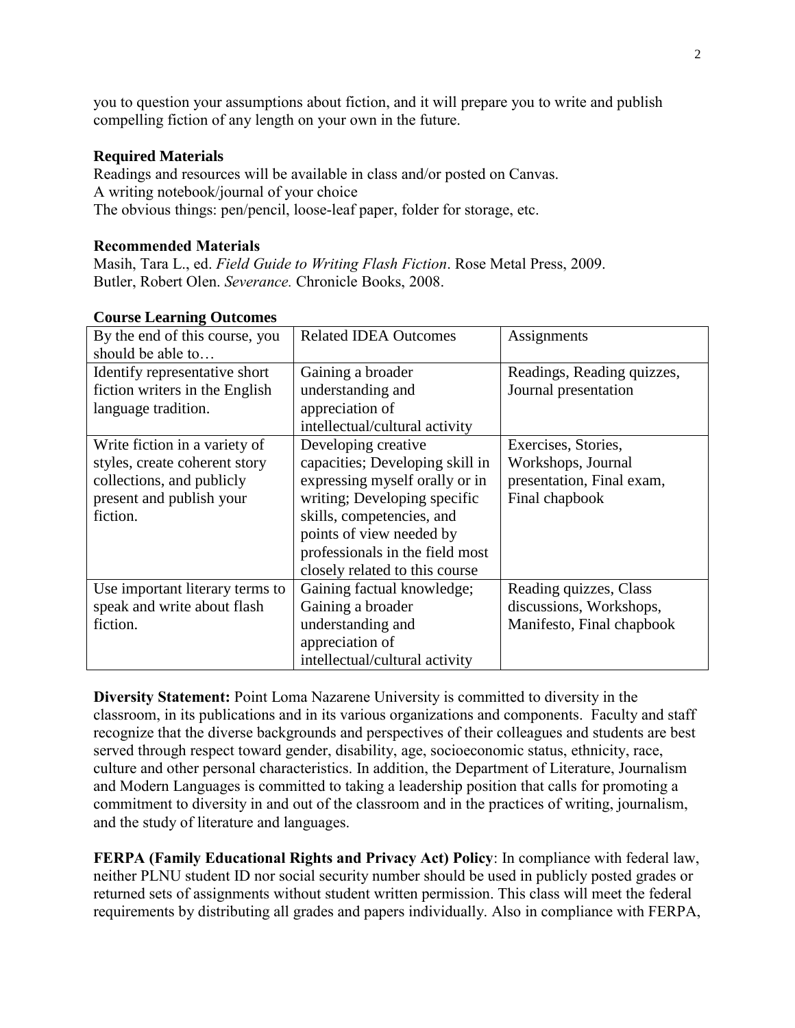you to question your assumptions about fiction, and it will prepare you to write and publish compelling fiction of any length on your own in the future.

**Required Materials**

Readings and resources will be available in class and/or posted on Canvas.
A writing notebook/journal of your choice
The obvious things: pen/pencil, loose-leaf paper, folder for storage, etc.

**Recommended Materials**

Masih, Tara L., ed. *Field Guide to Writing Flash Fiction*. Rose Metal Press, 2009.
Butler, Robert Olen. *Severance.* Chronicle Books, 2008.

**Course Learning Outcomes**

| By the end of this course, you should be able to… | Related IDEA Outcomes | Assignments |
|---|---|---|
| Identify representative short fiction writers in the English language tradition. | Gaining a broader understanding and appreciation of intellectual/cultural activity | Readings, Reading quizzes, Journal presentation |
| Write fiction in a variety of styles, create coherent story collections, and publicly present and publish your fiction. | Developing creative capacities; Developing skill in expressing myself orally or in writing; Developing specific skills, competencies, and points of view needed by professionals in the field most closely related to this course | Exercises, Stories, Workshops, Journal presentation, Final exam, Final chapbook |
| Use important literary terms to speak and write about flash fiction. | Gaining factual knowledge; Gaining a broader understanding and appreciation of intellectual/cultural activity | Reading quizzes, Class discussions, Workshops, Manifesto, Final chapbook |

**Diversity Statement:** Point Loma Nazarene University is committed to diversity in the classroom, in its publications and in its various organizations and components. Faculty and staff recognize that the diverse backgrounds and perspectives of their colleagues and students are best served through respect toward gender, disability, age, socioeconomic status, ethnicity, race, culture and other personal characteristics. In addition, the Department of Literature, Journalism and Modern Languages is committed to taking a leadership position that calls for promoting a commitment to diversity in and out of the classroom and in the practices of writing, journalism, and the study of literature and languages.

**FERPA (Family Educational Rights and Privacy Act) Policy**: In compliance with federal law, neither PLNU student ID nor social security number should be used in publicly posted grades or returned sets of assignments without student written permission. This class will meet the federal requirements by distributing all grades and papers individually. Also in compliance with FERPA,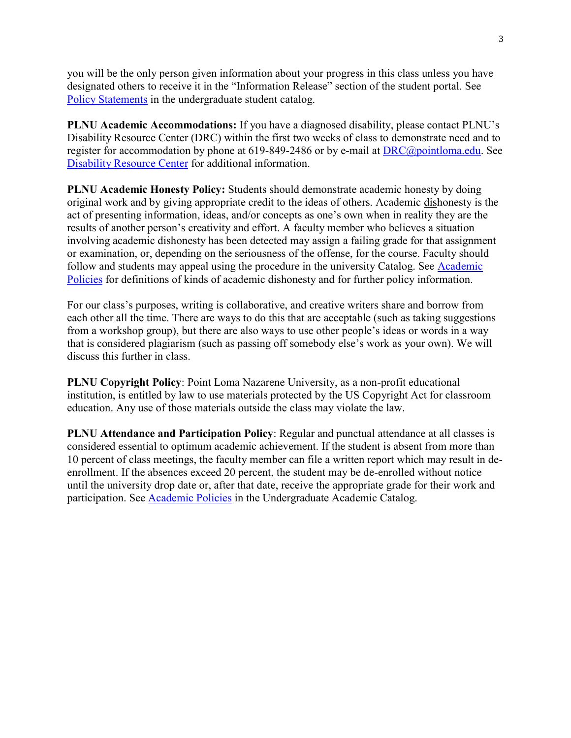you will be the only person given information about your progress in this class unless you have designated others to receive it in the "Information Release" section of the student portal. See [Policy Statements](#) in the undergraduate student catalog.

**PLNU Academic Accommodations:** If you have a diagnosed disability, please contact PLNU's Disability Resource Center (DRC) within the first two weeks of class to demonstrate need and to register for accommodation by phone at 619-849-2486 or by e-mail at [DRC@pointloma.edu](mailto:DRC@pointloma.edu). See [Disability Resource Center](#) for additional information.

**PLNU Academic Honesty Policy:** Students should demonstrate academic honesty by doing original work and by giving appropriate credit to the ideas of others. Academic <u>dis</u>honesty is the act of presenting information, ideas, and/or concepts as one's own when in reality they are the results of another person's creativity and effort. A faculty member who believes a situation involving academic dishonesty has been detected may assign a failing grade for that assignment or examination, or, depending on the seriousness of the offense, for the course. Faculty should follow and students may appeal using the procedure in the university Catalog. See [Academic Policies](#) for definitions of kinds of academic dishonesty and for further policy information.

For our class's purposes, writing is collaborative, and creative writers share and borrow from each other all the time. There are ways to do this that are acceptable (such as taking suggestions from a workshop group), but there are also ways to use other people's ideas or words in a way that is considered plagiarism (such as passing off somebody else's work as your own). We will discuss this further in class.

**PLNU Copyright Policy**: Point Loma Nazarene University, as a non-profit educational institution, is entitled by law to use materials protected by the US Copyright Act for classroom education. Any use of those materials outside the class may violate the law.

**PLNU Attendance and Participation Policy**: Regular and punctual attendance at all classes is considered essential to optimum academic achievement. If the student is absent from more than 10 percent of class meetings, the faculty member can file a written report which may result in de-enrollment. If the absences exceed 20 percent, the student may be de-enrolled without notice until the university drop date or, after that date, receive the appropriate grade for their work and participation. See [Academic Policies](#) in the Undergraduate Academic Catalog.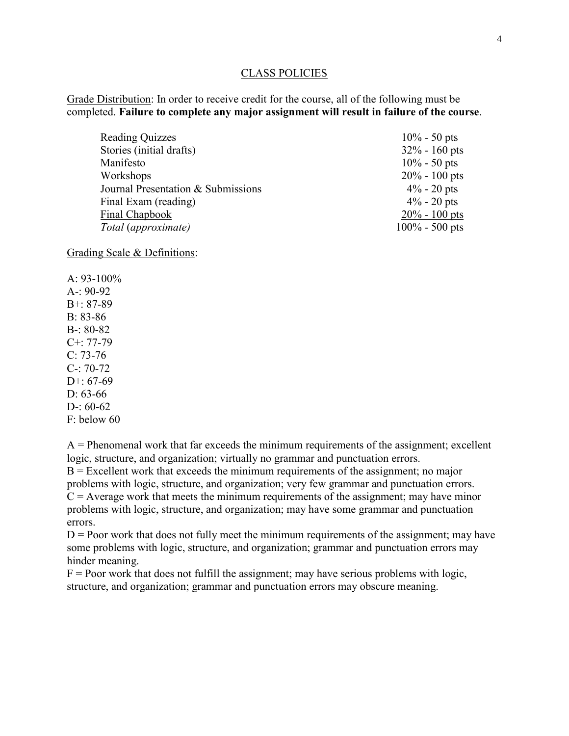## CLASS POLICIES

Grade Distribution: In order to receive credit for the course, all of the following must be completed. **Failure to complete any major assignment will result in failure of the course**.

| | |
|---|---|
| Reading Quizzes | 10% - 50 pts |
| Stories (initial drafts) | 32% - 160 pts |
| Manifesto | 10% - 50 pts |
| Workshops | 20% - 100 pts |
| Journal Presentation & Submissions | 4% - 20 pts |
| Final Exam (reading) | 4% - 20 pts |
| Final Chapbook | 20% - 100 pts |
| *Total* (*approximate)* | 100% - 500 pts |

Grading Scale & Definitions:

A: 93-100%
A-: 90-92
B+: 87-89
B: 83-86
B-: 80-82
C+: 77-79
C: 73-76
C-: 70-72
D+: 67-69
D: 63-66
D-: 60-62
F: below 60

A = Phenomenal work that far exceeds the minimum requirements of the assignment; excellent logic, structure, and organization; virtually no grammar and punctuation errors.
B = Excellent work that exceeds the minimum requirements of the assignment; no major problems with logic, structure, and organization; very few grammar and punctuation errors.
C = Average work that meets the minimum requirements of the assignment; may have minor problems with logic, structure, and organization; may have some grammar and punctuation errors.
D = Poor work that does not fully meet the minimum requirements of the assignment; may have some problems with logic, structure, and organization; grammar and punctuation errors may hinder meaning.
F = Poor work that does not fulfill the assignment; may have serious problems with logic, structure, and organization; grammar and punctuation errors may obscure meaning.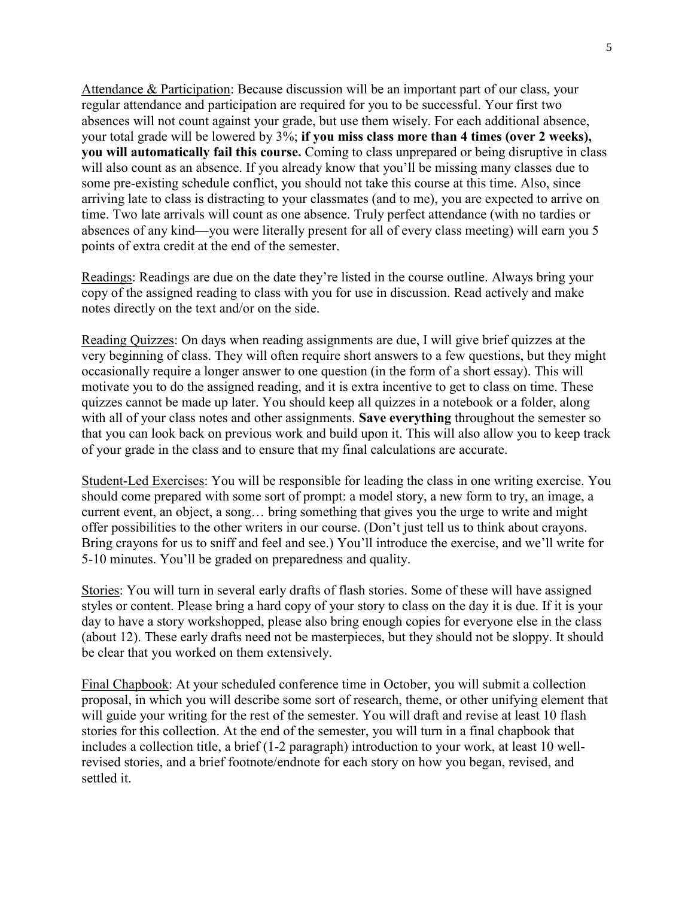<u>Attendance & Participation</u>: Because discussion will be an important part of our class, your regular attendance and participation are required for you to be successful. Your first two absences will not count against your grade, but use them wisely. For each additional absence, your total grade will be lowered by 3%; **if you miss class more than 4 times (over 2 weeks), you will automatically fail this course.** Coming to class unprepared or being disruptive in class will also count as an absence. If you already know that you'll be missing many classes due to some pre-existing schedule conflict, you should not take this course at this time. Also, since arriving late to class is distracting to your classmates (and to me), you are expected to arrive on time. Two late arrivals will count as one absence. Truly perfect attendance (with no tardies or absences of any kind—you were literally present for all of every class meeting) will earn you 5 points of extra credit at the end of the semester.

<u>Readings</u>: Readings are due on the date they're listed in the course outline. Always bring your copy of the assigned reading to class with you for use in discussion. Read actively and make notes directly on the text and/or on the side.

<u>Reading Quizzes</u>: On days when reading assignments are due, I will give brief quizzes at the very beginning of class. They will often require short answers to a few questions, but they might occasionally require a longer answer to one question (in the form of a short essay). This will motivate you to do the assigned reading, and it is extra incentive to get to class on time. These quizzes cannot be made up later. You should keep all quizzes in a notebook or a folder, along with all of your class notes and other assignments. **Save everything** throughout the semester so that you can look back on previous work and build upon it. This will also allow you to keep track of your grade in the class and to ensure that my final calculations are accurate.

<u>Student-Led Exercises</u>: You will be responsible for leading the class in one writing exercise. You should come prepared with some sort of prompt: a model story, a new form to try, an image, a current event, an object, a song… bring something that gives you the urge to write and might offer possibilities to the other writers in our course. (Don't just tell us to think about crayons. Bring crayons for us to sniff and feel and see.) You'll introduce the exercise, and we'll write for 5-10 minutes. You'll be graded on preparedness and quality.

<u>Stories</u>: You will turn in several early drafts of flash stories. Some of these will have assigned styles or content. Please bring a hard copy of your story to class on the day it is due. If it is your day to have a story workshopped, please also bring enough copies for everyone else in the class (about 12). These early drafts need not be masterpieces, but they should not be sloppy. It should be clear that you worked on them extensively.

<u>Final Chapbook</u>: At your scheduled conference time in October, you will submit a collection proposal, in which you will describe some sort of research, theme, or other unifying element that will guide your writing for the rest of the semester. You will draft and revise at least 10 flash stories for this collection. At the end of the semester, you will turn in a final chapbook that includes a collection title, a brief (1-2 paragraph) introduction to your work, at least 10 well-revised stories, and a brief footnote/endnote for each story on how you began, revised, and settled it.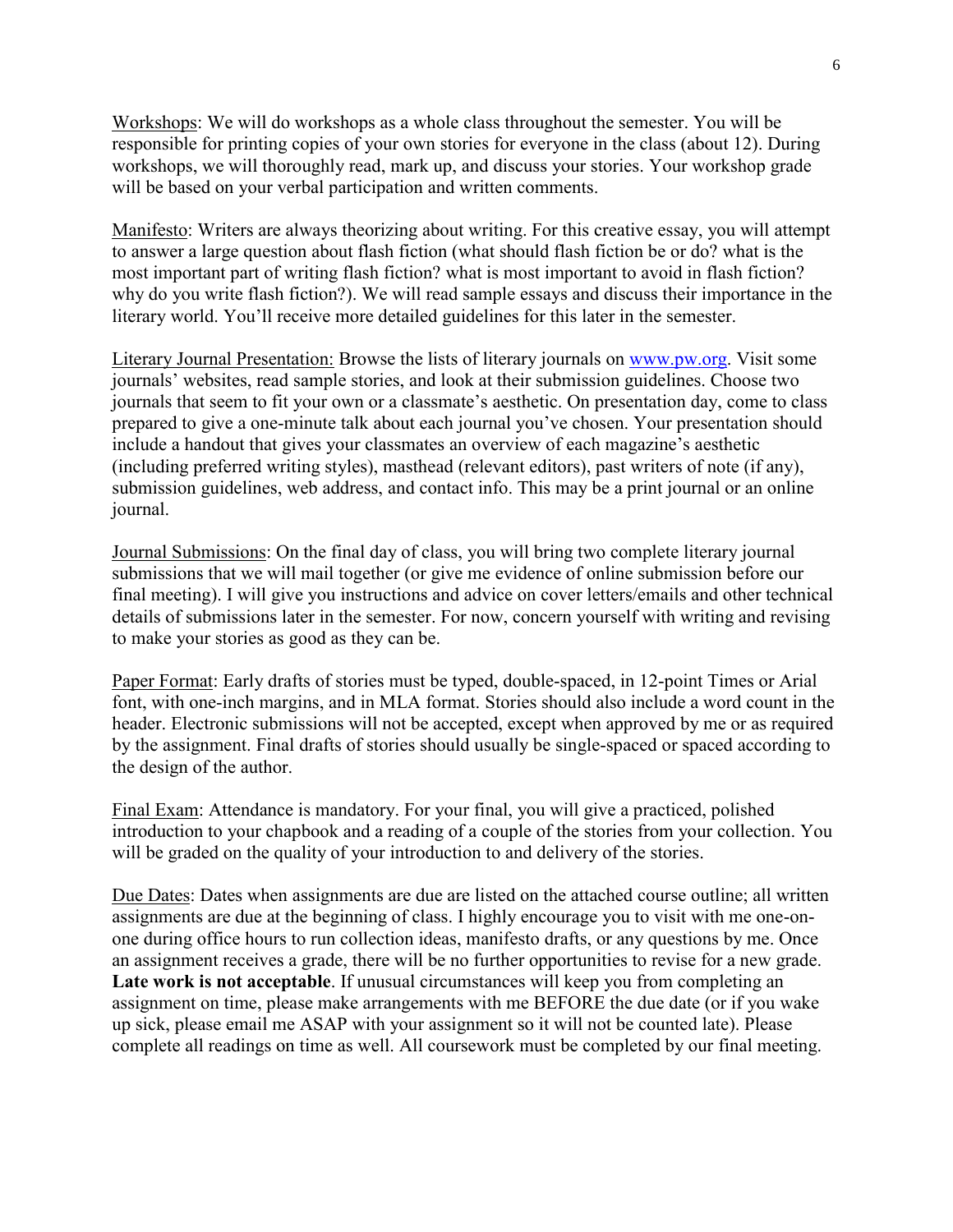Workshops: We will do workshops as a whole class throughout the semester. You will be responsible for printing copies of your own stories for everyone in the class (about 12). During workshops, we will thoroughly read, mark up, and discuss your stories. Your workshop grade will be based on your verbal participation and written comments.

Manifesto: Writers are always theorizing about writing. For this creative essay, you will attempt to answer a large question about flash fiction (what should flash fiction be or do? what is the most important part of writing flash fiction? what is most important to avoid in flash fiction? why do you write flash fiction?). We will read sample essays and discuss their importance in the literary world. You'll receive more detailed guidelines for this later in the semester.

Literary Journal Presentation: Browse the lists of literary journals on www.pw.org. Visit some journals' websites, read sample stories, and look at their submission guidelines. Choose two journals that seem to fit your own or a classmate's aesthetic. On presentation day, come to class prepared to give a one-minute talk about each journal you've chosen. Your presentation should include a handout that gives your classmates an overview of each magazine's aesthetic (including preferred writing styles), masthead (relevant editors), past writers of note (if any), submission guidelines, web address, and contact info. This may be a print journal or an online journal.

Journal Submissions: On the final day of class, you will bring two complete literary journal submissions that we will mail together (or give me evidence of online submission before our final meeting). I will give you instructions and advice on cover letters/emails and other technical details of submissions later in the semester. For now, concern yourself with writing and revising to make your stories as good as they can be.

Paper Format: Early drafts of stories must be typed, double-spaced, in 12-point Times or Arial font, with one-inch margins, and in MLA format. Stories should also include a word count in the header. Electronic submissions will not be accepted, except when approved by me or as required by the assignment. Final drafts of stories should usually be single-spaced or spaced according to the design of the author.

Final Exam: Attendance is mandatory. For your final, you will give a practiced, polished introduction to your chapbook and a reading of a couple of the stories from your collection. You will be graded on the quality of your introduction to and delivery of the stories.

Due Dates: Dates when assignments are due are listed on the attached course outline; all written assignments are due at the beginning of class. I highly encourage you to visit with me one-on-one during office hours to run collection ideas, manifesto drafts, or any questions by me. Once an assignment receives a grade, there will be no further opportunities to revise for a new grade. **Late work is not acceptable**. If unusual circumstances will keep you from completing an assignment on time, please make arrangements with me BEFORE the due date (or if you wake up sick, please email me ASAP with your assignment so it will not be counted late). Please complete all readings on time as well. All coursework must be completed by our final meeting.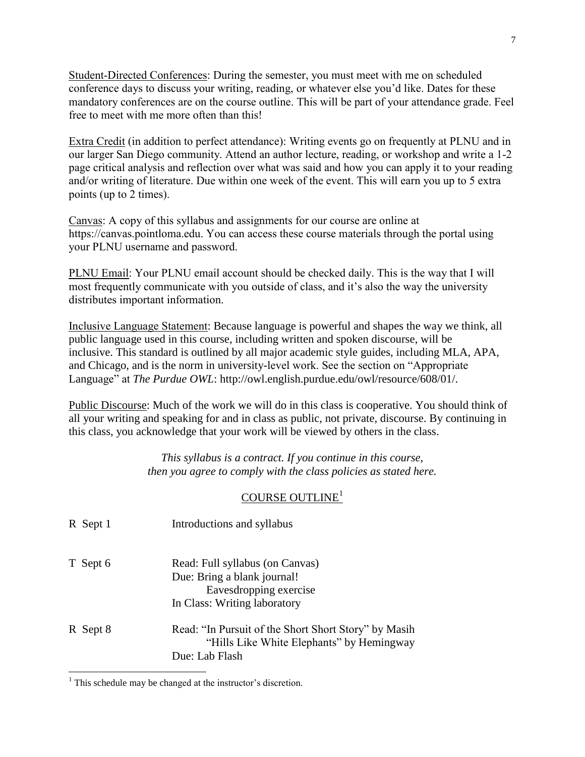Student-Directed Conferences: During the semester, you must meet with me on scheduled conference days to discuss your writing, reading, or whatever else you'd like. Dates for these mandatory conferences are on the course outline. This will be part of your attendance grade. Feel free to meet with me more often than this!

Extra Credit (in addition to perfect attendance): Writing events go on frequently at PLNU and in our larger San Diego community. Attend an author lecture, reading, or workshop and write a 1-2 page critical analysis and reflection over what was said and how you can apply it to your reading and/or writing of literature. Due within one week of the event. This will earn you up to 5 extra points (up to 2 times).

Canvas: A copy of this syllabus and assignments for our course are online at https://canvas.pointloma.edu. You can access these course materials through the portal using your PLNU username and password.

PLNU Email: Your PLNU email account should be checked daily. This is the way that I will most frequently communicate with you outside of class, and it's also the way the university distributes important information.

Inclusive Language Statement: Because language is powerful and shapes the way we think, all public language used in this course, including written and spoken discourse, will be inclusive. This standard is outlined by all major academic style guides, including MLA, APA, and Chicago, and is the norm in university-level work. See the section on "Appropriate Language" at *The Purdue OWL*: http://owl.english.purdue.edu/owl/resource/608/01/.

Public Discourse: Much of the work we will do in this class is cooperative. You should think of all your writing and speaking for and in class as public, not private, discourse. By continuing in this class, you acknowledge that your work will be viewed by others in the class.

*This syllabus is a contract. If you continue in this course, then you agree to comply with the class policies as stated here.*

## COURSE OUTLINE[1]

R Sept 1 — Introductions and syllabus

T Sept 6 — Read: Full syllabus (on Canvas)
Due: Bring a blank journal!
Eavesdropping exercise
In Class: Writing laboratory

R Sept 8 — Read: "In Pursuit of the Short Short Story" by Masih
"Hills Like White Elephants" by Hemingway
Due: Lab Flash

[1] This schedule may be changed at the instructor's discretion.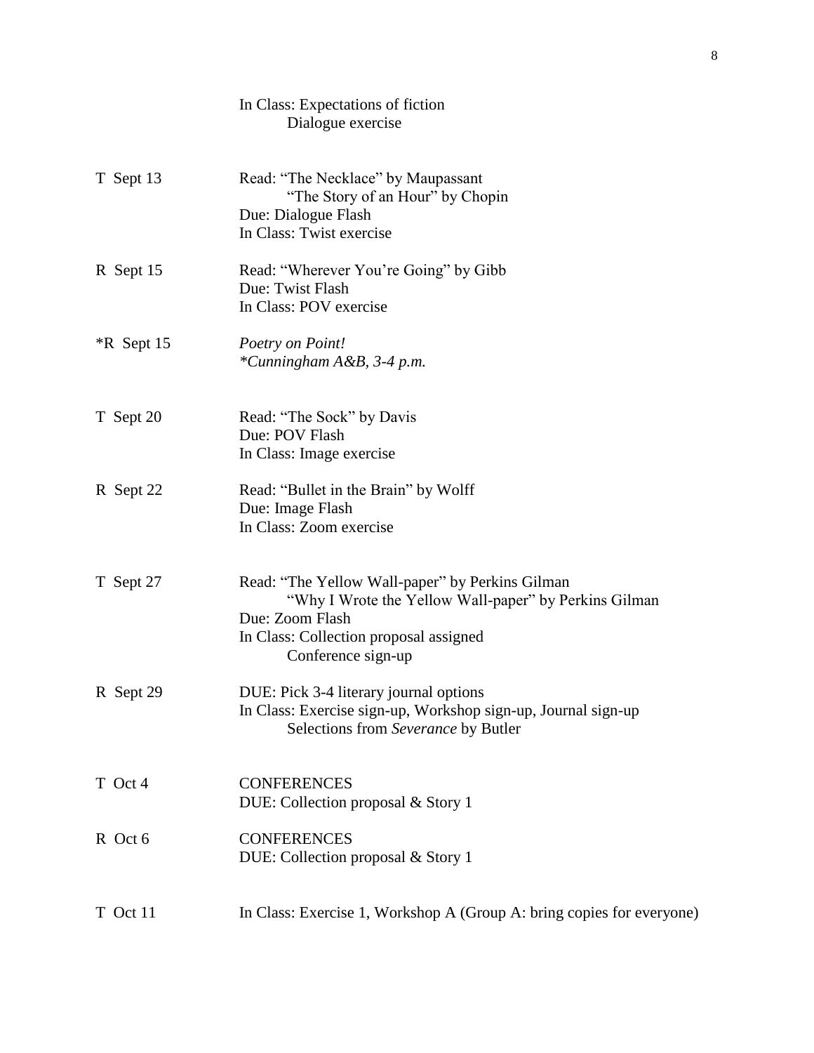| | |
|---|---|
| | In Class: Expectations of fiction<br>Dialogue exercise |
| T Sept 13 | Read: "The Necklace" by Maupassant<br>"The Story of an Hour" by Chopin<br>Due: Dialogue Flash<br>In Class: Twist exercise |
| R Sept 15 | Read: "Wherever You're Going" by Gibb<br>Due: Twist Flash<br>In Class: POV exercise |
| *R Sept 15 | *Poetry on Point!*<br>*\*Cunningham A&B, 3-4 p.m.* |
| T Sept 20 | Read: "The Sock" by Davis<br>Due: POV Flash<br>In Class: Image exercise |
| R Sept 22 | Read: "Bullet in the Brain" by Wolff<br>Due: Image Flash<br>In Class: Zoom exercise |
| T Sept 27 | Read: "The Yellow Wall-paper" by Perkins Gilman<br>"Why I Wrote the Yellow Wall-paper" by Perkins Gilman<br>Due: Zoom Flash<br>In Class: Collection proposal assigned<br>Conference sign-up |
| R Sept 29 | DUE: Pick 3-4 literary journal options<br>In Class: Exercise sign-up, Workshop sign-up, Journal sign-up<br>Selections from *Severance* by Butler |
| T Oct 4 | CONFERENCES<br>DUE: Collection proposal & Story 1 |
| R Oct 6 | CONFERENCES<br>DUE: Collection proposal & Story 1 |
| T Oct 11 | In Class: Exercise 1, Workshop A (Group A: bring copies for everyone) |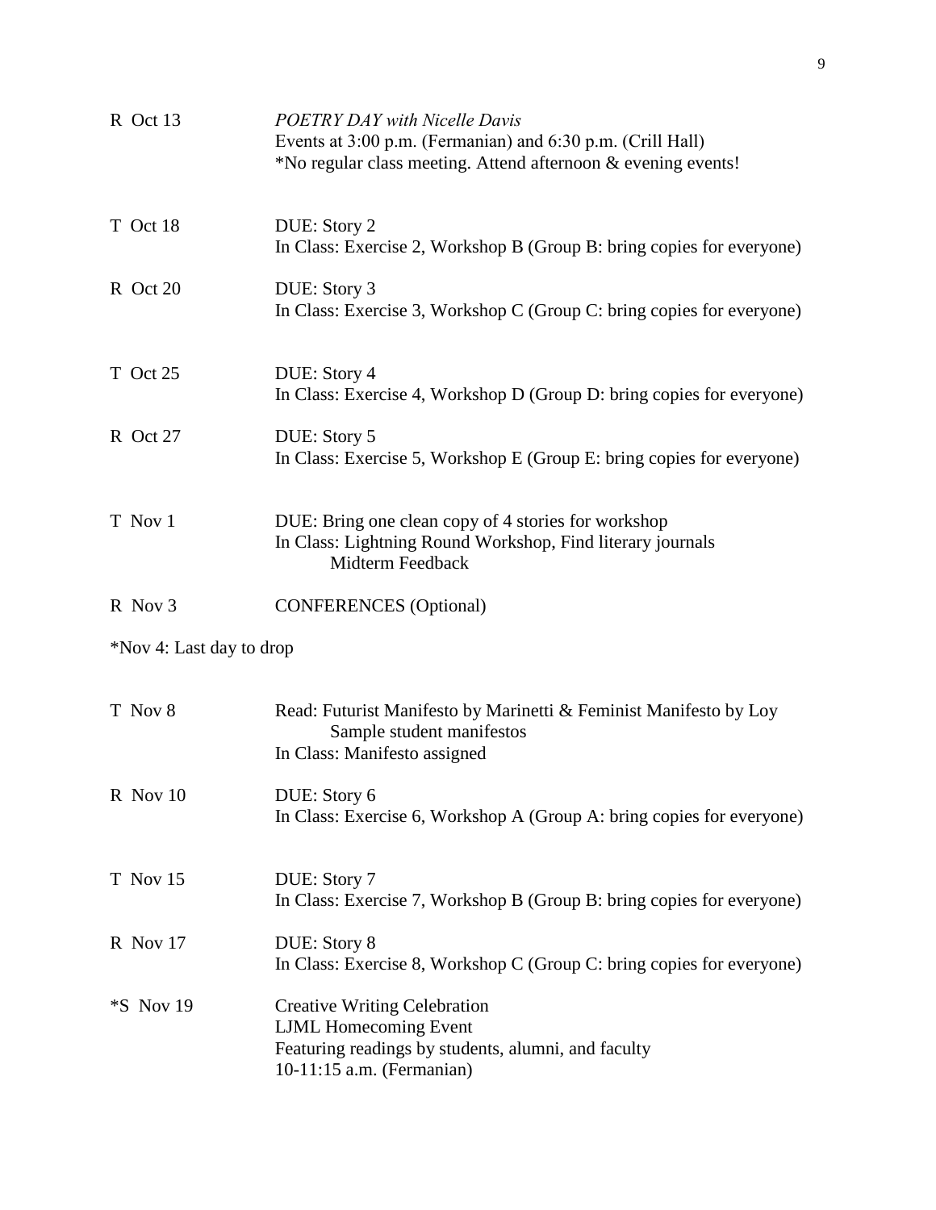| | |
|---|---|
| R Oct 13 | *POETRY DAY with Nicelle Davis*<br>Events at 3:00 p.m. (Fermanian) and 6:30 p.m. (Crill Hall)<br>*No regular class meeting. Attend afternoon & evening events! |
| T Oct 18 | DUE: Story 2<br>In Class: Exercise 2, Workshop B (Group B: bring copies for everyone) |
| R Oct 20 | DUE: Story 3<br>In Class: Exercise 3, Workshop C (Group C: bring copies for everyone) |
| T Oct 25 | DUE: Story 4<br>In Class: Exercise 4, Workshop D (Group D: bring copies for everyone) |
| R Oct 27 | DUE: Story 5<br>In Class: Exercise 5, Workshop E (Group E: bring copies for everyone) |
| T Nov 1 | DUE: Bring one clean copy of 4 stories for workshop<br>In Class: Lightning Round Workshop, Find literary journals<br>Midterm Feedback |
| R Nov 3 | CONFERENCES (Optional) |

*Nov 4: Last day to drop

| | |
|---|---|
| T Nov 8 | Read: Futurist Manifesto by Marinetti & Feminist Manifesto by Loy<br>Sample student manifestos<br>In Class: Manifesto assigned |
| R Nov 10 | DUE: Story 6<br>In Class: Exercise 6, Workshop A (Group A: bring copies for everyone) |
| T Nov 15 | DUE: Story 7<br>In Class: Exercise 7, Workshop B (Group B: bring copies for everyone) |
| R Nov 17 | DUE: Story 8<br>In Class: Exercise 8, Workshop C (Group C: bring copies for everyone) |
| *S Nov 19 | Creative Writing Celebration<br>LJML Homecoming Event<br>Featuring readings by students, alumni, and faculty<br>10-11:15 a.m. (Fermanian) |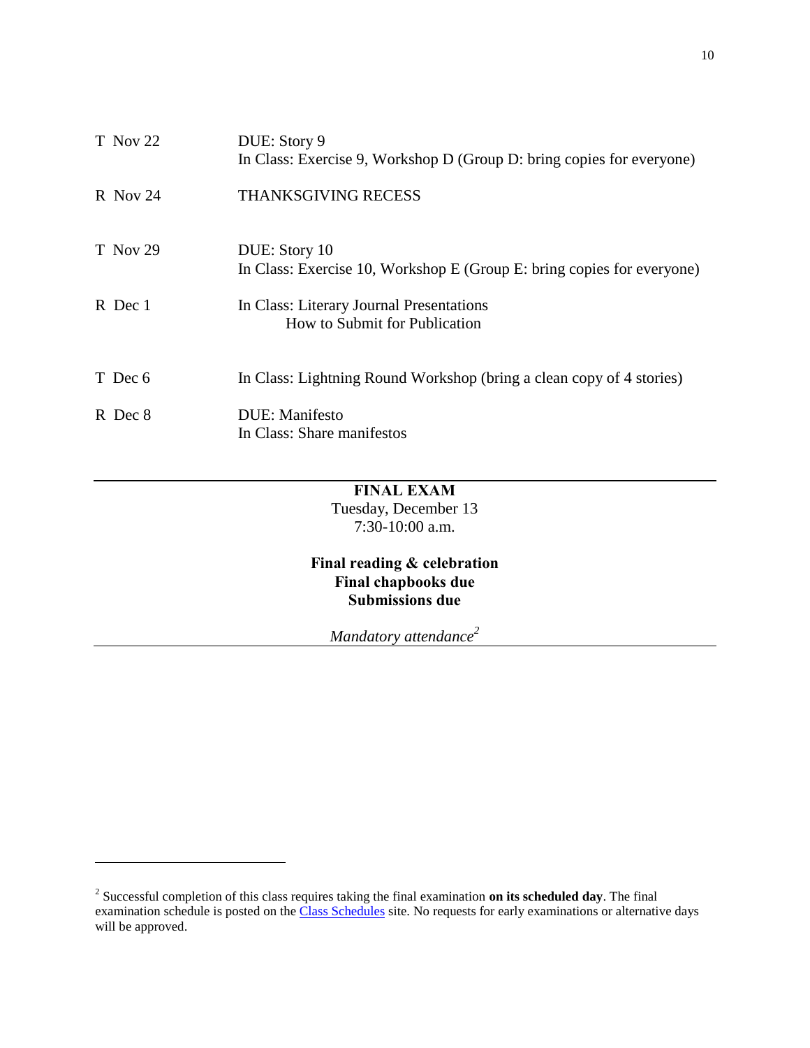| | |
|---|---|
| T Nov 22 | DUE: Story 9<br>In Class: Exercise 9, Workshop D (Group D: bring copies for everyone) |
| R Nov 24 | THANKSGIVING RECESS |
| T Nov 29 | DUE: Story 10<br>In Class: Exercise 10, Workshop E (Group E: bring copies for everyone) |
| R Dec 1 | In Class: Literary Journal Presentations<br>How to Submit for Publication |
| T Dec 6 | In Class: Lightning Round Workshop (bring a clean copy of 4 stories) |
| R Dec 8 | DUE: Manifesto<br>In Class: Share manifestos |

---

**FINAL EXAM**

Tuesday, December 13

7:30-10:00 a.m.

**Final reading & celebration**

**Final chapbooks due**

**Submissions due**

*Mandatory attendance*[2]

---

[2] Successful completion of this class requires taking the final examination **on its scheduled day**. The final examination schedule is posted on the Class Schedules site. No requests for early examinations or alternative days will be approved.